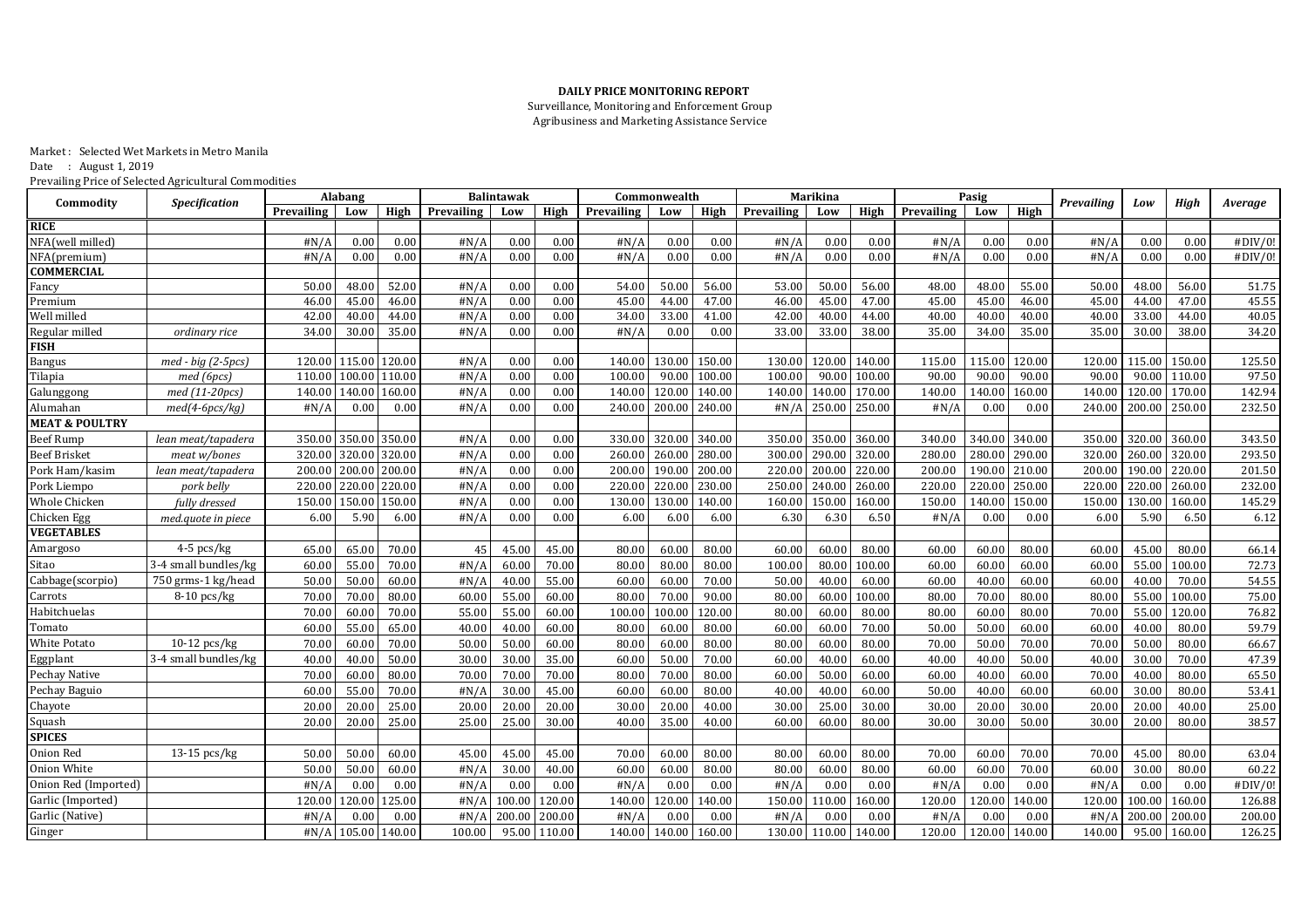**DAILY PRICE MONITORING REPORT**
Surveillance, Monitoring and Enforcement Group
Agribusiness and Marketing Assistance Service

Market : Selected Wet Markets in Metro Manila
Date : August 1, 2019
Prevailing Price of Selected Agricultural Commodities

| Commodity | Specification | Alabang | | | Balintawak | | | Commonwealth | | | Marikina | | | Pasig | | | Prevailing | Low | High | Average |
|---|---|---|---|---|---|---|---|---|---|---|---|---|---|---|---|---|---|---|---|---|
| | | Prevailing | Low | High | Prevailing | Low | High | Prevailing | Low | High | Prevailing | Low | High | Prevailing | Low | High | | | | |
| **RICE** | | | | | | | | | | | | | | | | | | | | |
| NFA(well milled) | | #N/A | 0.00 | 0.00 | #N/A | 0.00 | 0.00 | #N/A | 0.00 | 0.00 | #N/A | 0.00 | 0.00 | #N/A | 0.00 | 0.00 | #N/A | 0.00 | 0.00 | #DIV/0! |
| NFA(premium) | | #N/A | 0.00 | 0.00 | #N/A | 0.00 | 0.00 | #N/A | 0.00 | 0.00 | #N/A | 0.00 | 0.00 | #N/A | 0.00 | 0.00 | #N/A | 0.00 | 0.00 | #DIV/0! |
| **COMMERCIAL** | | | | | | | | | | | | | | | | | | | | |
| Fancy | | 50.00 | 48.00 | 52.00 | #N/A | 0.00 | 0.00 | 54.00 | 50.00 | 56.00 | 53.00 | 50.00 | 56.00 | 48.00 | 48.00 | 55.00 | 50.00 | 48.00 | 56.00 | 51.75 |
| Premium | | 46.00 | 45.00 | 46.00 | #N/A | 0.00 | 0.00 | 45.00 | 44.00 | 47.00 | 46.00 | 45.00 | 47.00 | 45.00 | 45.00 | 46.00 | 45.00 | 44.00 | 47.00 | 45.55 |
| Well milled | | 42.00 | 40.00 | 44.00 | #N/A | 0.00 | 0.00 | 34.00 | 33.00 | 41.00 | 42.00 | 40.00 | 44.00 | 40.00 | 40.00 | 40.00 | 40.00 | 33.00 | 44.00 | 40.05 |
| Regular milled | *ordinary rice* | 34.00 | 30.00 | 35.00 | #N/A | 0.00 | 0.00 | #N/A | 0.00 | 0.00 | 33.00 | 33.00 | 38.00 | 35.00 | 34.00 | 35.00 | 35.00 | 30.00 | 38.00 | 34.20 |
| **FISH** | | | | | | | | | | | | | | | | | | | | |
| Bangus | *med - big (2-5pcs)* | 120.00 | 115.00 | 120.00 | #N/A | 0.00 | 0.00 | 140.00 | 130.00 | 150.00 | 130.00 | 120.00 | 140.00 | 115.00 | 115.00 | 120.00 | 120.00 | 115.00 | 150.00 | 125.50 |
| Tilapia | *med (6pcs)* | 110.00 | 100.00 | 110.00 | #N/A | 0.00 | 0.00 | 100.00 | 90.00 | 100.00 | 100.00 | 90.00 | 100.00 | 90.00 | 90.00 | 90.00 | 90.00 | 90.00 | 110.00 | 97.50 |
| Galunggong | *med (11-20pcs)* | 140.00 | 140.00 | 160.00 | #N/A | 0.00 | 0.00 | 140.00 | 120.00 | 140.00 | 140.00 | 140.00 | 170.00 | 140.00 | 140.00 | 160.00 | 140.00 | 120.00 | 170.00 | 142.94 |
| Alumahan | *med(4-6pcs/kg)* | #N/A | 0.00 | 0.00 | #N/A | 0.00 | 0.00 | 240.00 | 200.00 | 240.00 | #N/A | 250.00 | 250.00 | #N/A | 0.00 | 0.00 | 240.00 | 200.00 | 250.00 | 232.50 |
| **MEAT & POULTRY** | | | | | | | | | | | | | | | | | | | | |
| Beef Rump | *lean meat/tapadera* | 350.00 | 350.00 | 350.00 | #N/A | 0.00 | 0.00 | 330.00 | 320.00 | 340.00 | 350.00 | 350.00 | 360.00 | 340.00 | 340.00 | 340.00 | 350.00 | 320.00 | 360.00 | 343.50 |
| Beef Brisket | *meat w/bones* | 320.00 | 320.00 | 320.00 | #N/A | 0.00 | 0.00 | 260.00 | 260.00 | 280.00 | 300.00 | 290.00 | 320.00 | 280.00 | 280.00 | 290.00 | 320.00 | 260.00 | 320.00 | 293.50 |
| Pork Ham/kasim | *lean meat/tapadera* | 200.00 | 200.00 | 200.00 | #N/A | 0.00 | 0.00 | 200.00 | 190.00 | 200.00 | 220.00 | 200.00 | 220.00 | 200.00 | 190.00 | 210.00 | 200.00 | 190.00 | 220.00 | 201.50 |
| Pork Liempo | *pork belly* | 220.00 | 220.00 | 220.00 | #N/A | 0.00 | 0.00 | 220.00 | 220.00 | 230.00 | 250.00 | 240.00 | 260.00 | 220.00 | 220.00 | 250.00 | 220.00 | 220.00 | 260.00 | 232.00 |
| Whole Chicken | *fully dressed* | 150.00 | 150.00 | 150.00 | #N/A | 0.00 | 0.00 | 130.00 | 130.00 | 140.00 | 160.00 | 150.00 | 160.00 | 150.00 | 140.00 | 150.00 | 150.00 | 130.00 | 160.00 | 145.29 |
| Chicken Egg | *med.quote in piece* | 6.00 | 5.90 | 6.00 | #N/A | 0.00 | 0.00 | 6.00 | 6.00 | 6.00 | 6.30 | 6.30 | 6.50 | #N/A | 0.00 | 0.00 | 6.00 | 5.90 | 6.50 | 6.12 |
| **VEGETABLES** | | | | | | | | | | | | | | | | | | | | |
| Amargoso | 4-5 pcs/kg | 65.00 | 65.00 | 70.00 | 45 | 45.00 | 45.00 | 80.00 | 60.00 | 80.00 | 60.00 | 60.00 | 80.00 | 60.00 | 60.00 | 80.00 | 60.00 | 45.00 | 80.00 | 66.14 |
| Sitao | 3-4 small bundles/kg | 60.00 | 55.00 | 70.00 | #N/A | 60.00 | 70.00 | 80.00 | 80.00 | 80.00 | 100.00 | 80.00 | 100.00 | 60.00 | 60.00 | 60.00 | 60.00 | 55.00 | 100.00 | 72.73 |
| Cabbage(scorpio) | 750 grms-1 kg/head | 50.00 | 50.00 | 60.00 | #N/A | 40.00 | 55.00 | 60.00 | 60.00 | 70.00 | 50.00 | 40.00 | 60.00 | 60.00 | 40.00 | 60.00 | 60.00 | 40.00 | 70.00 | 54.55 |
| Carrots | 8-10 pcs/kg | 70.00 | 70.00 | 80.00 | 60.00 | 55.00 | 60.00 | 80.00 | 70.00 | 90.00 | 80.00 | 60.00 | 100.00 | 80.00 | 70.00 | 80.00 | 80.00 | 55.00 | 100.00 | 75.00 |
| Habitchuelas | | 70.00 | 60.00 | 70.00 | 55.00 | 55.00 | 60.00 | 100.00 | 100.00 | 120.00 | 80.00 | 60.00 | 80.00 | 80.00 | 60.00 | 80.00 | 70.00 | 55.00 | 120.00 | 76.82 |
| Tomato | | 60.00 | 55.00 | 65.00 | 40.00 | 40.00 | 60.00 | 80.00 | 60.00 | 80.00 | 60.00 | 60.00 | 70.00 | 50.00 | 50.00 | 60.00 | 60.00 | 40.00 | 80.00 | 59.79 |
| White Potato | 10-12 pcs/kg | 70.00 | 60.00 | 70.00 | 50.00 | 50.00 | 60.00 | 80.00 | 60.00 | 80.00 | 80.00 | 60.00 | 80.00 | 70.00 | 50.00 | 70.00 | 70.00 | 50.00 | 80.00 | 66.67 |
| Eggplant | 3-4 small bundles/kg | 40.00 | 40.00 | 50.00 | 30.00 | 30.00 | 35.00 | 60.00 | 50.00 | 70.00 | 60.00 | 40.00 | 60.00 | 40.00 | 40.00 | 50.00 | 40.00 | 30.00 | 70.00 | 47.39 |
| Pechay Native | | 70.00 | 60.00 | 80.00 | 70.00 | 70.00 | 70.00 | 80.00 | 70.00 | 80.00 | 60.00 | 50.00 | 60.00 | 60.00 | 40.00 | 60.00 | 70.00 | 40.00 | 80.00 | 65.50 |
| Pechay Baguio | | 60.00 | 55.00 | 70.00 | #N/A | 30.00 | 45.00 | 60.00 | 60.00 | 80.00 | 40.00 | 40.00 | 60.00 | 50.00 | 40.00 | 60.00 | 60.00 | 30.00 | 80.00 | 53.41 |
| Chayote | | 20.00 | 20.00 | 25.00 | 20.00 | 20.00 | 20.00 | 30.00 | 20.00 | 40.00 | 30.00 | 25.00 | 30.00 | 30.00 | 20.00 | 30.00 | 20.00 | 20.00 | 40.00 | 25.00 |
| Squash | | 20.00 | 20.00 | 25.00 | 25.00 | 25.00 | 30.00 | 40.00 | 35.00 | 40.00 | 60.00 | 60.00 | 80.00 | 30.00 | 30.00 | 50.00 | 30.00 | 20.00 | 80.00 | 38.57 |
| **SPICES** | | | | | | | | | | | | | | | | | | | | |
| Onion Red | 13-15 pcs/kg | 50.00 | 50.00 | 60.00 | 45.00 | 45.00 | 45.00 | 70.00 | 60.00 | 80.00 | 80.00 | 60.00 | 80.00 | 70.00 | 60.00 | 70.00 | 70.00 | 45.00 | 80.00 | 63.04 |
| Onion White | | 50.00 | 50.00 | 60.00 | #N/A | 30.00 | 40.00 | 60.00 | 60.00 | 80.00 | 80.00 | 60.00 | 80.00 | 60.00 | 60.00 | 70.00 | 60.00 | 30.00 | 80.00 | 60.22 |
| Onion Red (Imported) | | #N/A | 0.00 | 0.00 | #N/A | 0.00 | 0.00 | #N/A | 0.00 | 0.00 | #N/A | 0.00 | 0.00 | #N/A | 0.00 | 0.00 | #N/A | 0.00 | 0.00 | #DIV/0! |
| Garlic (Imported) | | 120.00 | 120.00 | 125.00 | #N/A | 100.00 | 120.00 | 140.00 | 120.00 | 140.00 | 150.00 | 110.00 | 160.00 | 120.00 | 120.00 | 140.00 | 120.00 | 100.00 | 160.00 | 126.88 |
| Garlic (Native) | | #N/A | 0.00 | 0.00 | #N/A | 200.00 | 200.00 | #N/A | 0.00 | 0.00 | #N/A | 0.00 | 0.00 | #N/A | 0.00 | 0.00 | #N/A | 200.00 | 200.00 | 200.00 |
| Ginger | | #N/A | 105.00 | 140.00 | 100.00 | 95.00 | 110.00 | 140.00 | 140.00 | 160.00 | 130.00 | 110.00 | 140.00 | 120.00 | 120.00 | 140.00 | 140.00 | 95.00 | 160.00 | 126.25 |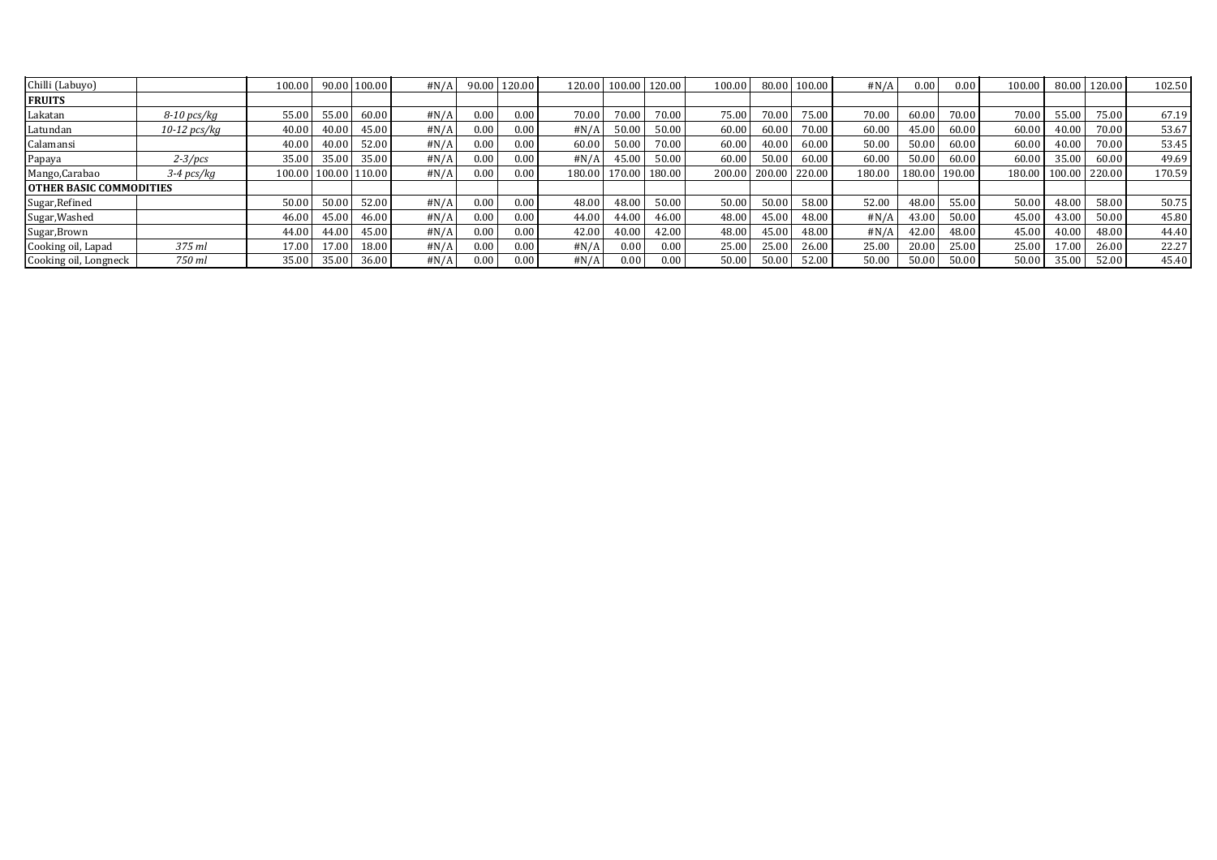| | | | | | | | | | | | | | | | | | | | | |
|---|---|---|---|---|---|---|---|---|---|---|---|---|---|---|---|---|---|---|---|---|
| Chilli (Labuyo) | | 100.00 | 90.00 | 100.00 | #N/A | 90.00 | 120.00 | 120.00 | 100.00 | 120.00 | 100.00 | 80.00 | 100.00 | #N/A | 0.00 | 0.00 | 100.00 | 80.00 | 120.00 | 102.50 |
| **FRUITS** | | | | | | | | | | | | | | | | | | | | |
| Lakatan | *8-10 pcs/kg* | 55.00 | 55.00 | 60.00 | #N/A | 0.00 | 0.00 | 70.00 | 70.00 | 70.00 | 75.00 | 70.00 | 75.00 | 70.00 | 60.00 | 70.00 | 70.00 | 55.00 | 75.00 | 67.19 |
| Latundan | *10-12 pcs/kg* | 40.00 | 40.00 | 45.00 | #N/A | 0.00 | 0.00 | #N/A | 50.00 | 50.00 | 60.00 | 60.00 | 70.00 | 60.00 | 45.00 | 60.00 | 60.00 | 40.00 | 70.00 | 53.67 |
| Calamansi | | 40.00 | 40.00 | 52.00 | #N/A | 0.00 | 0.00 | 60.00 | 50.00 | 70.00 | 60.00 | 40.00 | 60.00 | 50.00 | 50.00 | 60.00 | 60.00 | 40.00 | 70.00 | 53.45 |
| Papaya | *2-3/pcs* | 35.00 | 35.00 | 35.00 | #N/A | 0.00 | 0.00 | #N/A | 45.00 | 50.00 | 60.00 | 50.00 | 60.00 | 60.00 | 50.00 | 60.00 | 60.00 | 35.00 | 60.00 | 49.69 |
| Mango,Carabao | *3-4 pcs/kg* | 100.00 | 100.00 | 110.00 | #N/A | 0.00 | 0.00 | 180.00 | 170.00 | 180.00 | 200.00 | 200.00 | 220.00 | 180.00 | 180.00 | 190.00 | 180.00 | 100.00 | 220.00 | 170.59 |
| **OTHER BASIC COMMODITIES** | | | | | | | | | | | | | | | | | | | | |
| Sugar,Refined | | 50.00 | 50.00 | 52.00 | #N/A | 0.00 | 0.00 | 48.00 | 48.00 | 50.00 | 50.00 | 50.00 | 58.00 | 52.00 | 48.00 | 55.00 | 50.00 | 48.00 | 58.00 | 50.75 |
| Sugar,Washed | | 46.00 | 45.00 | 46.00 | #N/A | 0.00 | 0.00 | 44.00 | 44.00 | 46.00 | 48.00 | 45.00 | 48.00 | #N/A | 43.00 | 50.00 | 45.00 | 43.00 | 50.00 | 45.80 |
| Sugar,Brown | | 44.00 | 44.00 | 45.00 | #N/A | 0.00 | 0.00 | 42.00 | 40.00 | 42.00 | 48.00 | 45.00 | 48.00 | #N/A | 42.00 | 48.00 | 45.00 | 40.00 | 48.00 | 44.40 |
| Cooking oil, Lapad | *375 ml* | 17.00 | 17.00 | 18.00 | #N/A | 0.00 | 0.00 | #N/A | 0.00 | 0.00 | 25.00 | 25.00 | 26.00 | 25.00 | 20.00 | 25.00 | 25.00 | 17.00 | 26.00 | 22.27 |
| Cooking oil, Longneck | *750 ml* | 35.00 | 35.00 | 36.00 | #N/A | 0.00 | 0.00 | #N/A | 0.00 | 0.00 | 50.00 | 50.00 | 52.00 | 50.00 | 50.00 | 50.00 | 50.00 | 35.00 | 52.00 | 45.40 |